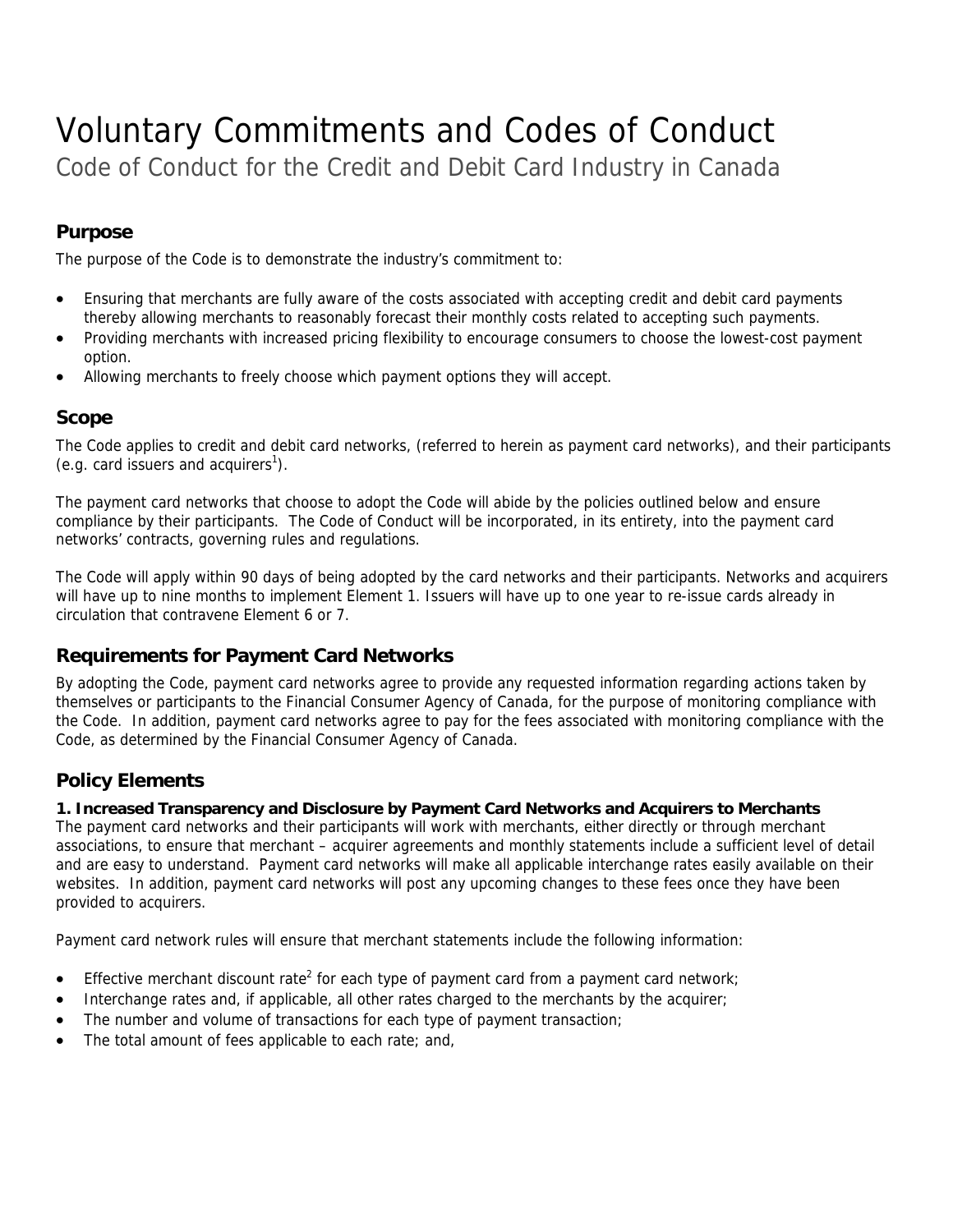# Voluntary Commitments and Codes of Conduct

Code of Conduct for the Credit and Debit Card Industry in Canada

## Purpose

The purpose of the Code is to demonstrate the industry's commitment to:

- Ensuring that merchants are fully aware of the costs associated with accepting credit and debit card payments thereby allowing merchants to reasonably forecast their monthly costs related to accepting such payments.
- Providing merchants with increased pricing flexibility to encourage consumers to choose the lowest-cost payment option.
- Allowing merchants to freely choose which payment options they will accept.

## Scope

The Code applies to credit and debit card networks, (referred to herein as payment card networks), and their participants (e.g. card issuers and acquirers[1]).

The payment card networks that choose to adopt the Code will abide by the policies outlined below and ensure compliance by their participants. The Code of Conduct will be incorporated, in its entirety, into the payment card networks' contracts, governing rules and regulations.

The Code will apply within 90 days of being adopted by the card networks and their participants. Networks and acquirers will have up to nine months to implement Element 1. Issuers will have up to one year to re-issue cards already in circulation that contravene Element 6 or 7.

## Requirements for Payment Card Networks

By adopting the Code, payment card networks agree to provide any requested information regarding actions taken by themselves or participants to the Financial Consumer Agency of Canada, for the purpose of monitoring compliance with the Code. In addition, payment card networks agree to pay for the fees associated with monitoring compliance with the Code, as determined by the Financial Consumer Agency of Canada.

## Policy Elements

**1. Increased Transparency and Disclosure by Payment Card Networks and Acquirers to Merchants**

The payment card networks and their participants will work with merchants, either directly or through merchant associations, to ensure that merchant – acquirer agreements and monthly statements include a sufficient level of detail and are easy to understand. Payment card networks will make all applicable interchange rates easily available on their websites. In addition, payment card networks will post any upcoming changes to these fees once they have been provided to acquirers.

Payment card network rules will ensure that merchant statements include the following information:

- Effective merchant discount rate[2] for each type of payment card from a payment card network;
- Interchange rates and, if applicable, all other rates charged to the merchants by the acquirer;
- The number and volume of transactions for each type of payment transaction;
- The total amount of fees applicable to each rate; and,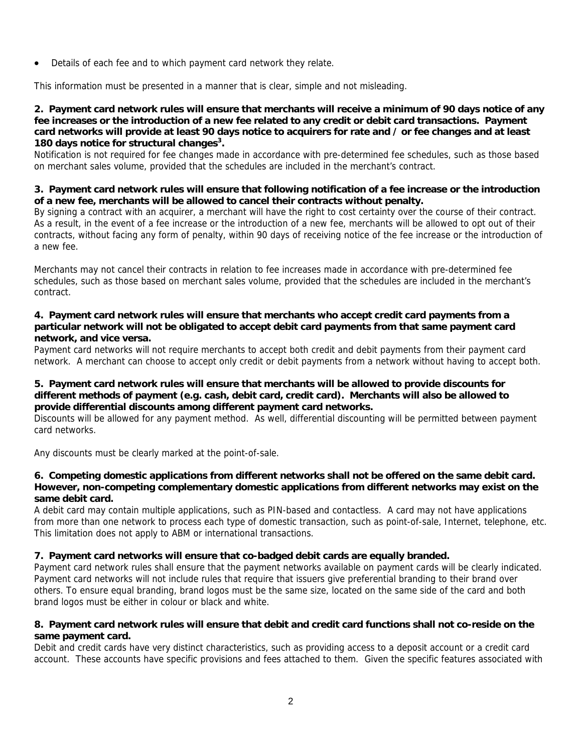- Details of each fee and to which payment card network they relate.

This information must be presented in a manner that is clear, simple and not misleading.

**2. Payment card network rules will ensure that merchants will receive a minimum of 90 days notice of any fee increases or the introduction of a new fee related to any credit or debit card transactions. Payment card networks will provide at least 90 days notice to acquirers for rate and / or fee changes and at least 180 days notice for structural changes[3].**

Notification is not required for fee changes made in accordance with pre-determined fee schedules, such as those based on merchant sales volume, provided that the schedules are included in the merchant's contract.

**3. Payment card network rules will ensure that following notification of a fee increase or the introduction of a new fee, merchants will be allowed to cancel their contracts without penalty.**

By signing a contract with an acquirer, a merchant will have the right to cost certainty over the course of their contract. As a result, in the event of a fee increase or the introduction of a new fee, merchants will be allowed to opt out of their contracts, without facing any form of penalty, within 90 days of receiving notice of the fee increase or the introduction of a new fee.

Merchants may not cancel their contracts in relation to fee increases made in accordance with pre-determined fee schedules, such as those based on merchant sales volume, provided that the schedules are included in the merchant's contract.

**4. Payment card network rules will ensure that merchants who accept credit card payments from a particular network will not be obligated to accept debit card payments from that same payment card network, and vice versa.**

Payment card networks will not require merchants to accept both credit and debit payments from their payment card network. A merchant can choose to accept only credit or debit payments from a network without having to accept both.

**5. Payment card network rules will ensure that merchants will be allowed to provide discounts for different methods of payment (e.g. cash, debit card, credit card). Merchants will also be allowed to provide differential discounts among different payment card networks.**

Discounts will be allowed for any payment method. As well, differential discounting will be permitted between payment card networks.

Any discounts must be clearly marked at the point-of-sale.

**6. Competing domestic applications from different networks shall not be offered on the same debit card. However, non-competing complementary domestic applications from different networks may exist on the same debit card.**

A debit card may contain multiple applications, such as PIN-based and contactless. A card may not have applications from more than one network to process each type of domestic transaction, such as point-of-sale, Internet, telephone, etc. This limitation does not apply to ABM or international transactions.

**7. Payment card networks will ensure that co-badged debit cards are equally branded.**

Payment card network rules shall ensure that the payment networks available on payment cards will be clearly indicated. Payment card networks will not include rules that require that issuers give preferential branding to their brand over others. To ensure equal branding, brand logos must be the same size, located on the same side of the card and both brand logos must be either in colour or black and white.

**8. Payment card network rules will ensure that debit and credit card functions shall not co-reside on the same payment card.**

Debit and credit cards have very distinct characteristics, such as providing access to a deposit account or a credit card account. These accounts have specific provisions and fees attached to them. Given the specific features associated with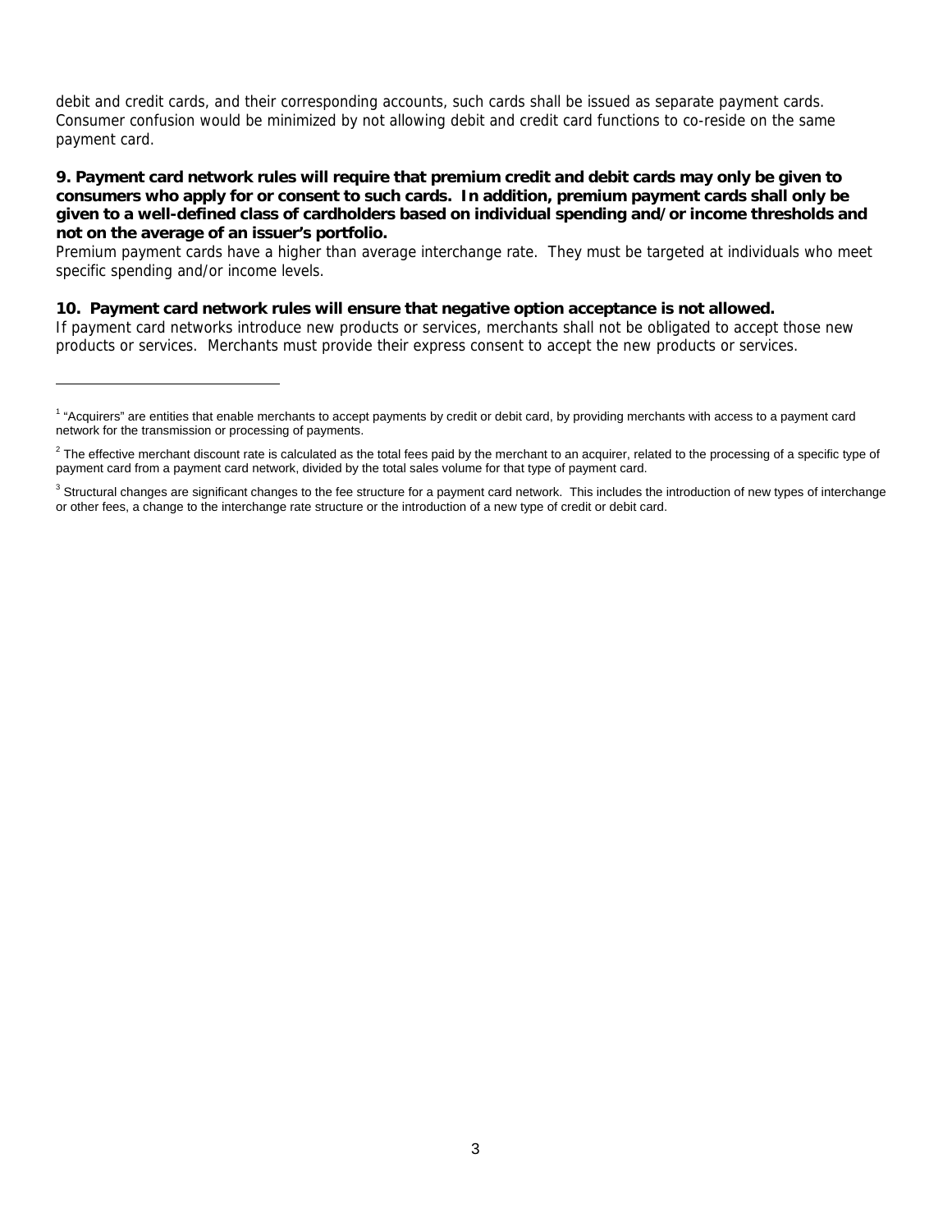debit and credit cards, and their corresponding accounts, such cards shall be issued as separate payment cards. Consumer confusion would be minimized by not allowing debit and credit card functions to co-reside on the same payment card.

**9. Payment card network rules will require that premium credit and debit cards may only be given to consumers who apply for or consent to such cards. In addition, premium payment cards shall only be given to a well-defined class of cardholders based on individual spending and/or income thresholds and not on the average of an issuer's portfolio.**

Premium payment cards have a higher than average interchange rate. They must be targeted at individuals who meet specific spending and/or income levels.

**10. Payment card network rules will ensure that negative option acceptance is not allowed.**

If payment card networks introduce new products or services, merchants shall not be obligated to accept those new products or services. Merchants must provide their express consent to accept the new products or services.

---

[1] "Acquirers" are entities that enable merchants to accept payments by credit or debit card, by providing merchants with access to a payment card network for the transmission or processing of payments.

[2] The effective merchant discount rate is calculated as the total fees paid by the merchant to an acquirer, related to the processing of a specific type of payment card from a payment card network, divided by the total sales volume for that type of payment card.

[3] Structural changes are significant changes to the fee structure for a payment card network. This includes the introduction of new types of interchange or other fees, a change to the interchange rate structure or the introduction of a new type of credit or debit card.